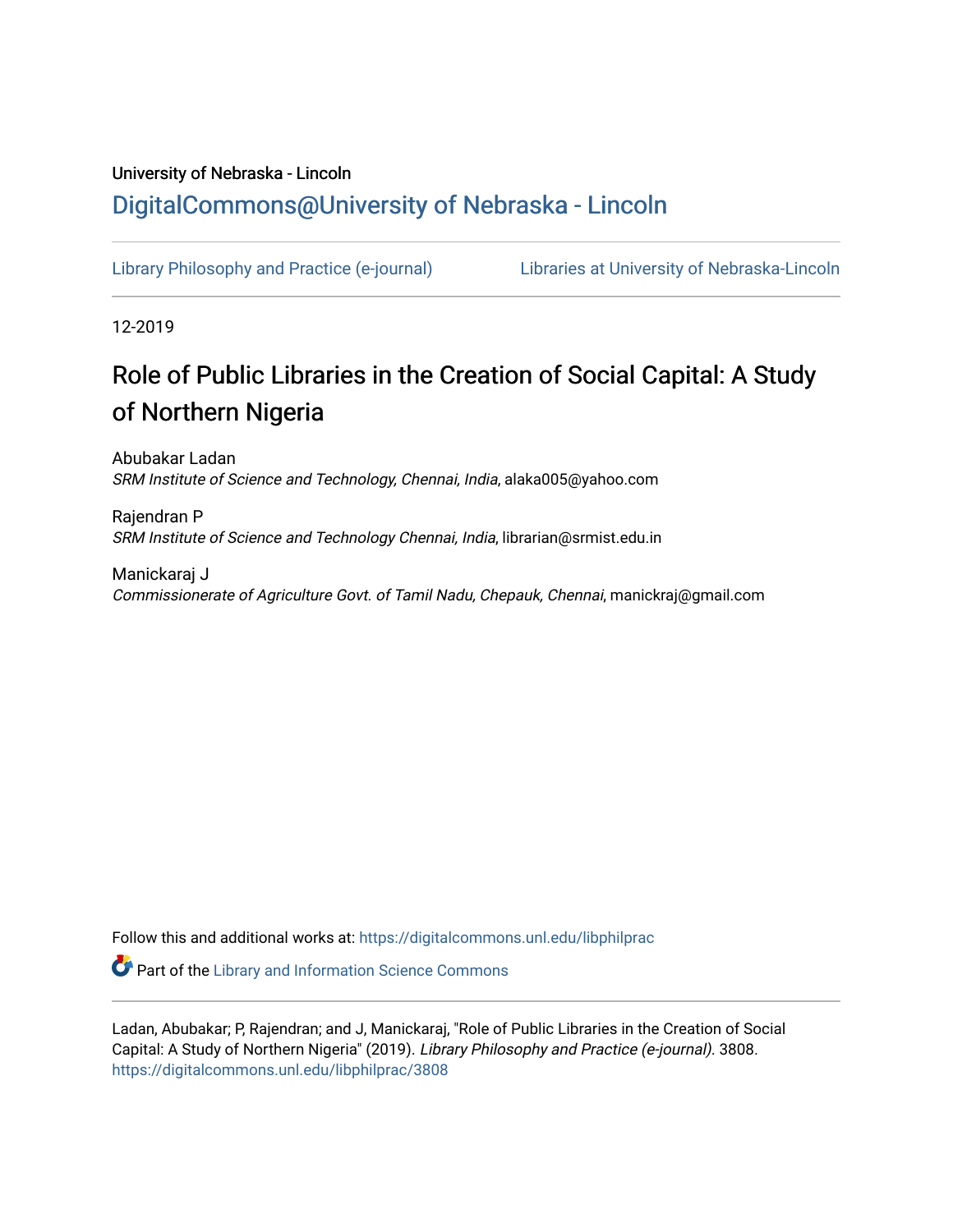University of Nebraska - Lincoln

## DigitalCommons@University of Nebraska - Lincoln

Library Philosophy and Practice (e-journal) | Libraries at University of Nebraska-Lincoln

12-2019

# Role of Public Libraries in the Creation of Social Capital: A Study of Northern Nigeria

Abubakar Ladan
*SRM Institute of Science and Technology, Chennai, India*, alaka005@yahoo.com

Rajendran P
*SRM Institute of Science and Technology Chennai, India*, librarian@srmist.edu.in

Manickaraj J
*Commissionerate of Agriculture Govt. of Tamil Nadu, Chepauk, Chennai*, manickraj@gmail.com

Follow this and additional works at: https://digitalcommons.unl.edu/libphilprac

Part of the Library and Information Science Commons

Ladan, Abubakar; P, Rajendran; and J, Manickaraj, "Role of Public Libraries in the Creation of Social Capital: A Study of Northern Nigeria" (2019). *Library Philosophy and Practice (e-journal)*. 3808.
https://digitalcommons.unl.edu/libphilprac/3808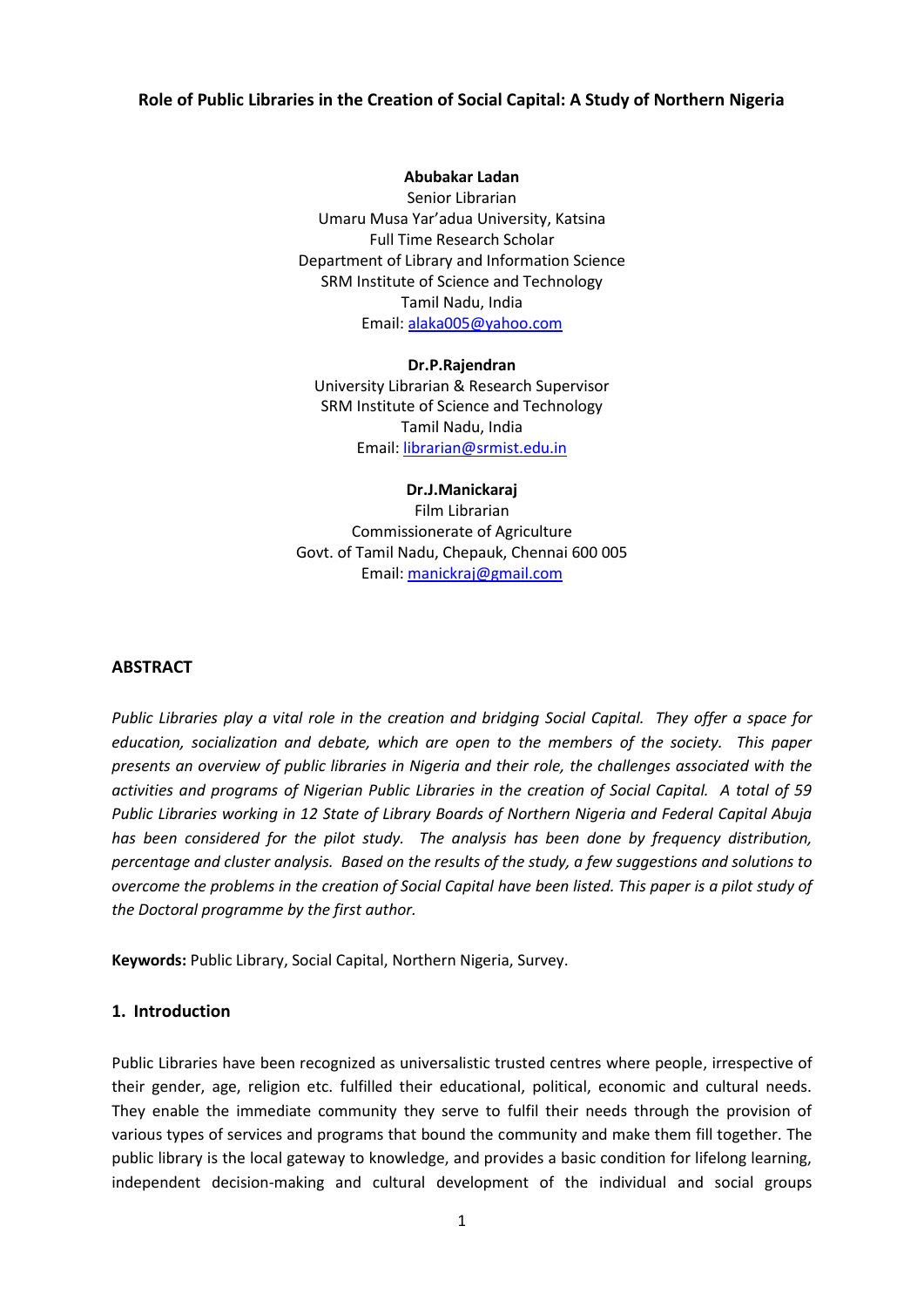**Role of Public Libraries in the Creation of Social Capital: A Study of Northern Nigeria**

**Abubakar Ladan**
Senior Librarian
Umaru Musa Yar'adua University, Katsina
Full Time Research Scholar
Department of Library and Information Science
SRM Institute of Science and Technology
Tamil Nadu, India
Email: alaka005@yahoo.com

**Dr.P.Rajendran**
University Librarian & Research Supervisor
SRM Institute of Science and Technology
Tamil Nadu, India
Email: librarian@srmist.edu.in

**Dr.J.Manickaraj**
Film Librarian
Commissionerate of Agriculture
Govt. of Tamil Nadu, Chepauk, Chennai 600 005
Email: manickraj@gmail.com

## ABSTRACT

*Public Libraries play a vital role in the creation and bridging Social Capital. They offer a space for education, socialization and debate, which are open to the members of the society. This paper presents an overview of public libraries in Nigeria and their role, the challenges associated with the activities and programs of Nigerian Public Libraries in the creation of Social Capital. A total of 59 Public Libraries working in 12 State of Library Boards of Northern Nigeria and Federal Capital Abuja has been considered for the pilot study. The analysis has been done by frequency distribution, percentage and cluster analysis. Based on the results of the study, a few suggestions and solutions to overcome the problems in the creation of Social Capital have been listed. This paper is a pilot study of the Doctoral programme by the first author.*

**Keywords:** Public Library, Social Capital, Northern Nigeria, Survey.

## 1. Introduction

Public Libraries have been recognized as universalistic trusted centres where people, irrespective of their gender, age, religion etc. fulfilled their educational, political, economic and cultural needs. They enable the immediate community they serve to fulfil their needs through the provision of various types of services and programs that bound the community and make them fill together. The public library is the local gateway to knowledge, and provides a basic condition for lifelong learning, independent decision-making and cultural development of the individual and social groups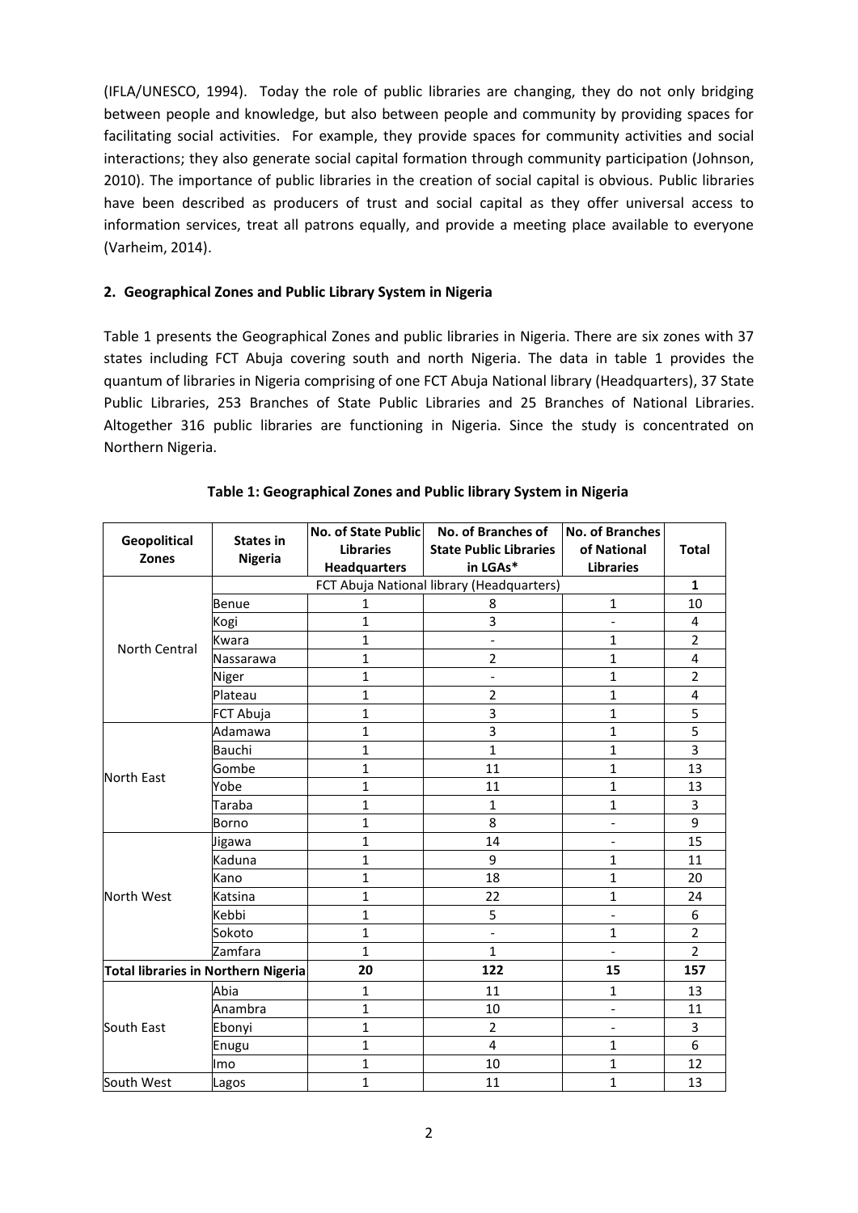(IFLA/UNESCO, 1994). Today the role of public libraries are changing, they do not only bridging between people and knowledge, but also between people and community by providing spaces for facilitating social activities. For example, they provide spaces for community activities and social interactions; they also generate social capital formation through community participation (Johnson, 2010). The importance of public libraries in the creation of social capital is obvious. Public libraries have been described as producers of trust and social capital as they offer universal access to information services, treat all patrons equally, and provide a meeting place available to everyone (Varheim, 2014).

## 2. Geographical Zones and Public Library System in Nigeria

Table 1 presents the Geographical Zones and public libraries in Nigeria. There are six zones with 37 states including FCT Abuja covering south and north Nigeria. The data in table 1 provides the quantum of libraries in Nigeria comprising of one FCT Abuja National library (Headquarters), 37 State Public Libraries, 253 Branches of State Public Libraries and 25 Branches of National Libraries. Altogether 316 public libraries are functioning in Nigeria. Since the study is concentrated on Northern Nigeria.

**Table 1: Geographical Zones and Public library System in Nigeria**

| Geopolitical Zones | States in Nigeria | No. of State Public Libraries Headquarters | No. of Branches of State Public Libraries in LGAs* | No. of Branches of National Libraries | Total |
|---|---|---|---|---|---|
| North Central | FCT Abuja National library (Headquarters) | | | | **1** |
| | Benue | 1 | 8 | 1 | 10 |
| | Kogi | 1 | 3 | - | 4 |
| | Kwara | 1 | - | 1 | 2 |
| | Nassarawa | 1 | 2 | 1 | 4 |
| | Niger | 1 | - | 1 | 2 |
| | Plateau | 1 | 2 | 1 | 4 |
| | FCT Abuja | 1 | 3 | 1 | 5 |
| North East | Adamawa | 1 | 3 | 1 | 5 |
| | Bauchi | 1 | 1 | 1 | 3 |
| | Gombe | 1 | 11 | 1 | 13 |
| | Yobe | 1 | 11 | 1 | 13 |
| | Taraba | 1 | 1 | 1 | 3 |
| | Borno | 1 | 8 | - | 9 |
| North West | Jigawa | 1 | 14 | - | 15 |
| | Kaduna | 1 | 9 | 1 | 11 |
| | Kano | 1 | 18 | 1 | 20 |
| | Katsina | 1 | 22 | 1 | 24 |
| | Kebbi | 1 | 5 | - | 6 |
| | Sokoto | 1 | - | 1 | 2 |
| | Zamfara | 1 | 1 | - | 2 |
| **Total libraries in Northern Nigeria** | | **20** | **122** | **15** | **157** |
| South East | Abia | 1 | 11 | 1 | 13 |
| | Anambra | 1 | 10 | - | 11 |
| | Ebonyi | 1 | 2 | - | 3 |
| | Enugu | 1 | 4 | 1 | 6 |
| | Imo | 1 | 10 | 1 | 12 |
| South West | Lagos | 1 | 11 | 1 | 13 |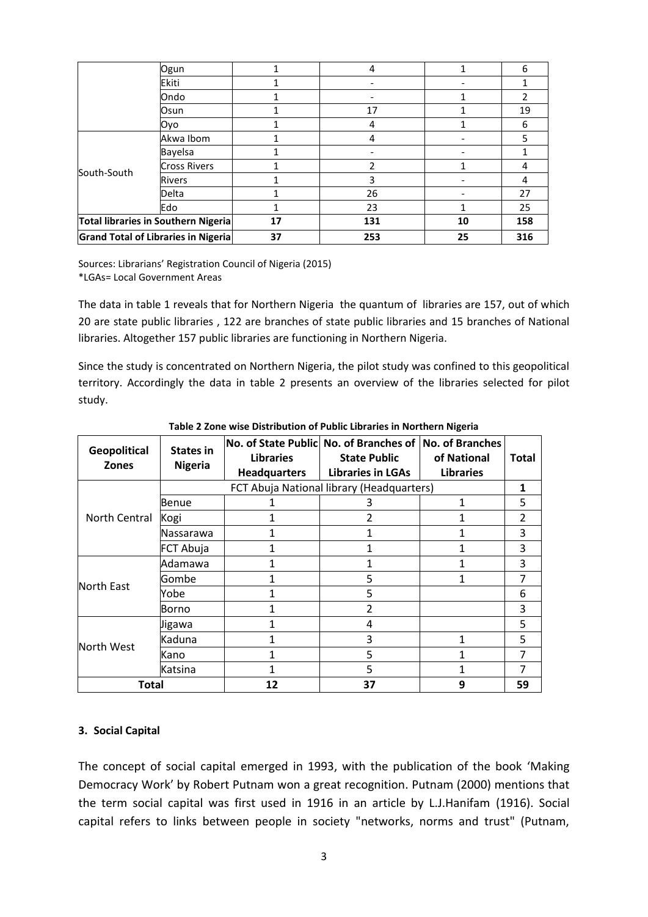| | Ogun | 1 | 4 | 1 | 6 |
|---|---|---|---|---|---|
| | Ekiti | 1 | - | - | 1 |
| | Ondo | 1 | - | 1 | 2 |
| | Osun | 1 | 17 | 1 | 19 |
| | Oyo | 1 | 4 | 1 | 6 |
| South-South | Akwa Ibom | 1 | 4 | - | 5 |
| | Bayelsa | 1 | - | - | 1 |
| | Cross Rivers | 1 | 2 | 1 | 4 |
| | Rivers | 1 | 3 | - | 4 |
| | Delta | 1 | 26 | - | 27 |
| | Edo | 1 | 23 | 1 | 25 |
| **Total libraries in Southern Nigeria** | | **17** | **131** | **10** | **158** |
| **Grand Total of Libraries in Nigeria** | | **37** | **253** | **25** | **316** |

Sources: Librarians' Registration Council of Nigeria (2015)
*LGAs= Local Government Areas

The data in table 1 reveals that for Northern Nigeria the quantum of libraries are 157, out of which 20 are state public libraries , 122 are branches of state public libraries and 15 branches of National libraries. Altogether 157 public libraries are functioning in Northern Nigeria.

Since the study is concentrated on Northern Nigeria, the pilot study was confined to this geopolitical territory. Accordingly the data in table 2 presents an overview of the libraries selected for pilot study.

**Table 2 Zone wise Distribution of Public Libraries in Northern Nigeria**

| Geopolitical Zones | States in Nigeria | No. of State Public Libraries Headquarters | No. of Branches of State Public Libraries in LGAs | No. of Branches of National Libraries | Total |
|---|---|---|---|---|---|
| North Central | FCT Abuja National library (Headquarters) | | | | 1 |
| | Benue | 1 | 3 | 1 | 5 |
| | Kogi | 1 | 2 | 1 | 2 |
| | Nassarawa | 1 | 1 | 1 | 3 |
| | FCT Abuja | 1 | 1 | 1 | 3 |
| North East | Adamawa | 1 | 1 | 1 | 3 |
| | Gombe | 1 | 5 | 1 | 7 |
| | Yobe | 1 | 5 | | 6 |
| | Borno | 1 | 2 | | 3 |
| North West | Jigawa | 1 | 4 | | 5 |
| | Kaduna | 1 | 3 | 1 | 5 |
| | Kano | 1 | 5 | 1 | 7 |
| | Katsina | 1 | 5 | 1 | 7 |
| **Total** | | **12** | **37** | **9** | **59** |

### 3. Social Capital

The concept of social capital emerged in 1993, with the publication of the book 'Making Democracy Work' by Robert Putnam won a great recognition. Putnam (2000) mentions that the term social capital was first used in 1916 in an article by L.J.Hanifam (1916). Social capital refers to links between people in society "networks, norms and trust" (Putnam,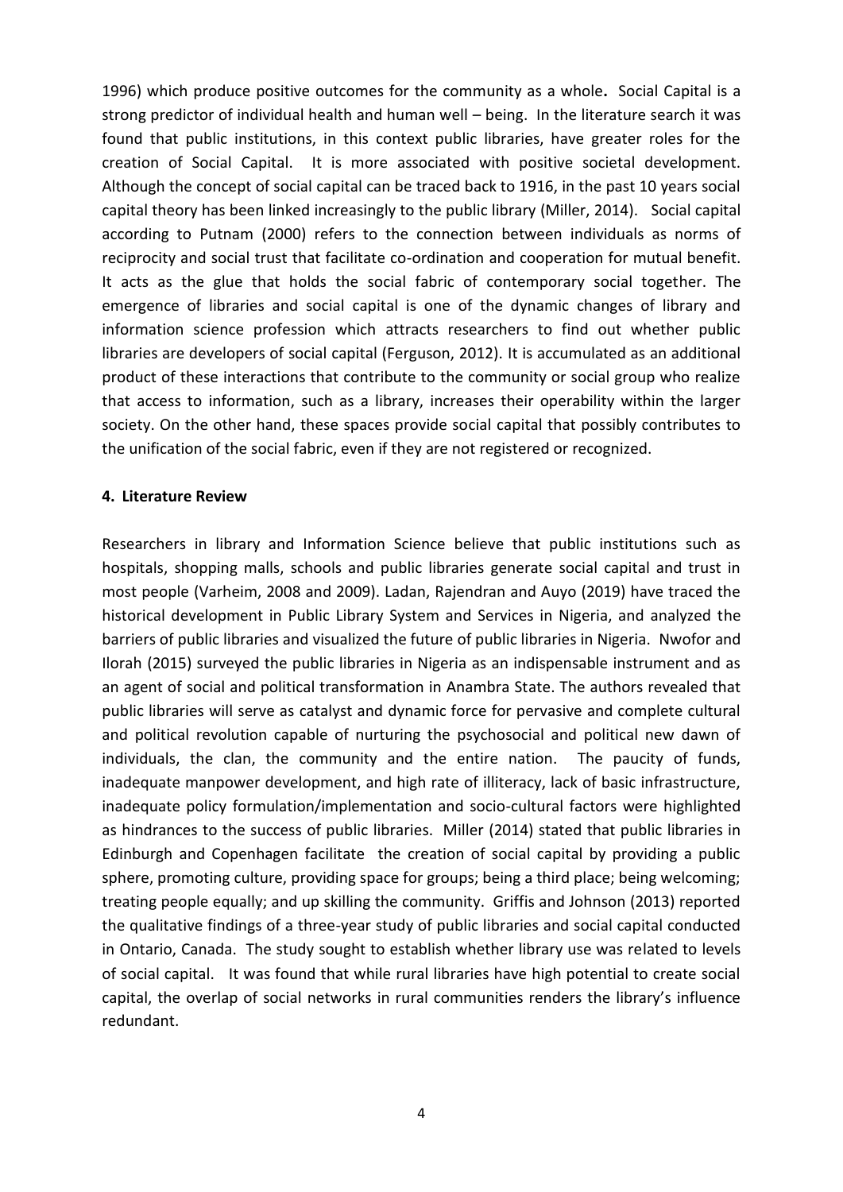1996) which produce positive outcomes for the community as a whole**.** Social Capital is a strong predictor of individual health and human well – being. In the literature search it was found that public institutions, in this context public libraries, have greater roles for the creation of Social Capital. It is more associated with positive societal development. Although the concept of social capital can be traced back to 1916, in the past 10 years social capital theory has been linked increasingly to the public library (Miller, 2014). Social capital according to Putnam (2000) refers to the connection between individuals as norms of reciprocity and social trust that facilitate co-ordination and cooperation for mutual benefit. It acts as the glue that holds the social fabric of contemporary social together. The emergence of libraries and social capital is one of the dynamic changes of library and information science profession which attracts researchers to find out whether public libraries are developers of social capital (Ferguson, 2012). It is accumulated as an additional product of these interactions that contribute to the community or social group who realize that access to information, such as a library, increases their operability within the larger society. On the other hand, these spaces provide social capital that possibly contributes to the unification of the social fabric, even if they are not registered or recognized.

## 4. Literature Review

Researchers in library and Information Science believe that public institutions such as hospitals, shopping malls, schools and public libraries generate social capital and trust in most people (Varheim, 2008 and 2009). Ladan, Rajendran and Auyo (2019) have traced the historical development in Public Library System and Services in Nigeria, and analyzed the barriers of public libraries and visualized the future of public libraries in Nigeria. Nwofor and Ilorah (2015) surveyed the public libraries in Nigeria as an indispensable instrument and as an agent of social and political transformation in Anambra State. The authors revealed that public libraries will serve as catalyst and dynamic force for pervasive and complete cultural and political revolution capable of nurturing the psychosocial and political new dawn of individuals, the clan, the community and the entire nation. The paucity of funds, inadequate manpower development, and high rate of illiteracy, lack of basic infrastructure, inadequate policy formulation/implementation and socio-cultural factors were highlighted as hindrances to the success of public libraries. Miller (2014) stated that public libraries in Edinburgh and Copenhagen facilitate the creation of social capital by providing a public sphere, promoting culture, providing space for groups; being a third place; being welcoming; treating people equally; and up skilling the community. Griffis and Johnson (2013) reported the qualitative findings of a three-year study of public libraries and social capital conducted in Ontario, Canada. The study sought to establish whether library use was related to levels of social capital. It was found that while rural libraries have high potential to create social capital, the overlap of social networks in rural communities renders the library's influence redundant.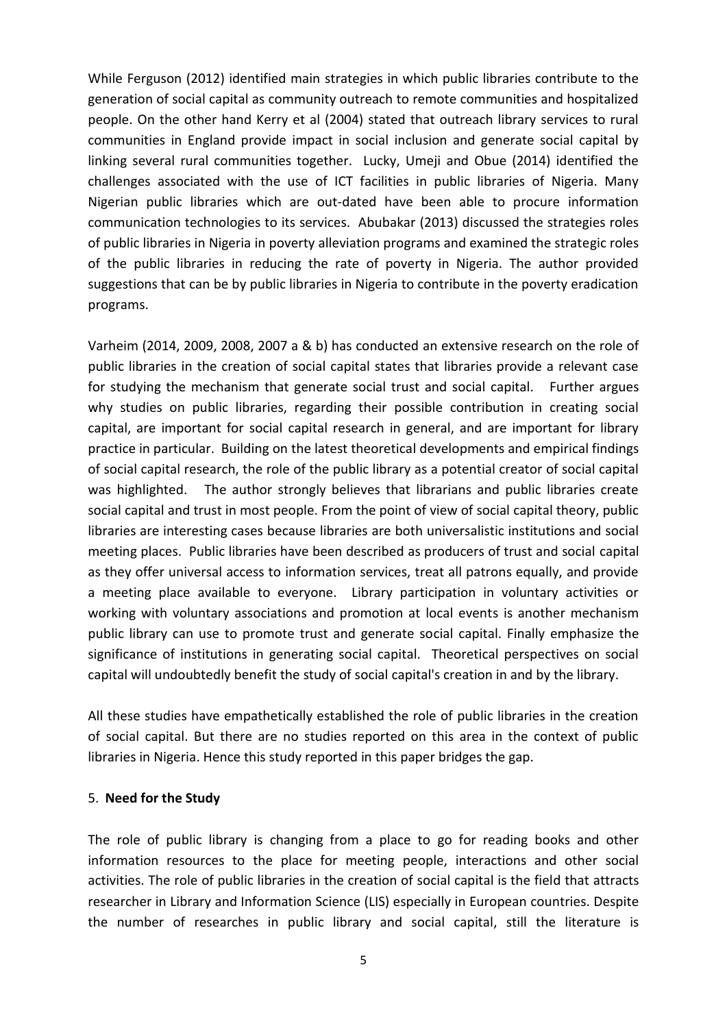While Ferguson (2012) identified main strategies in which public libraries contribute to the generation of social capital as community outreach to remote communities and hospitalized people. On the other hand Kerry et al (2004) stated that outreach library services to rural communities in England provide impact in social inclusion and generate social capital by linking several rural communities together. Lucky, Umeji and Obue (2014) identified the challenges associated with the use of ICT facilities in public libraries of Nigeria. Many Nigerian public libraries which are out-dated have been able to procure information communication technologies to its services. Abubakar (2013) discussed the strategies roles of public libraries in Nigeria in poverty alleviation programs and examined the strategic roles of the public libraries in reducing the rate of poverty in Nigeria. The author provided suggestions that can be by public libraries in Nigeria to contribute in the poverty eradication programs.

Varheim (2014, 2009, 2008, 2007 a & b) has conducted an extensive research on the role of public libraries in the creation of social capital states that libraries provide a relevant case for studying the mechanism that generate social trust and social capital. Further argues why studies on public libraries, regarding their possible contribution in creating social capital, are important for social capital research in general, and are important for library practice in particular. Building on the latest theoretical developments and empirical findings of social capital research, the role of the public library as a potential creator of social capital was highlighted. The author strongly believes that librarians and public libraries create social capital and trust in most people. From the point of view of social capital theory, public libraries are interesting cases because libraries are both universalistic institutions and social meeting places. Public libraries have been described as producers of trust and social capital as they offer universal access to information services, treat all patrons equally, and provide a meeting place available to everyone. Library participation in voluntary activities or working with voluntary associations and promotion at local events is another mechanism public library can use to promote trust and generate social capital. Finally emphasize the significance of institutions in generating social capital. Theoretical perspectives on social capital will undoubtedly benefit the study of social capital's creation in and by the library.

All these studies have empathetically established the role of public libraries in the creation of social capital. But there are no studies reported on this area in the context of public libraries in Nigeria. Hence this study reported in this paper bridges the gap.

## 5. **Need for the Study**

The role of public library is changing from a place to go for reading books and other information resources to the place for meeting people, interactions and other social activities. The role of public libraries in the creation of social capital is the field that attracts researcher in Library and Information Science (LIS) especially in European countries. Despite the number of researches in public library and social capital, still the literature is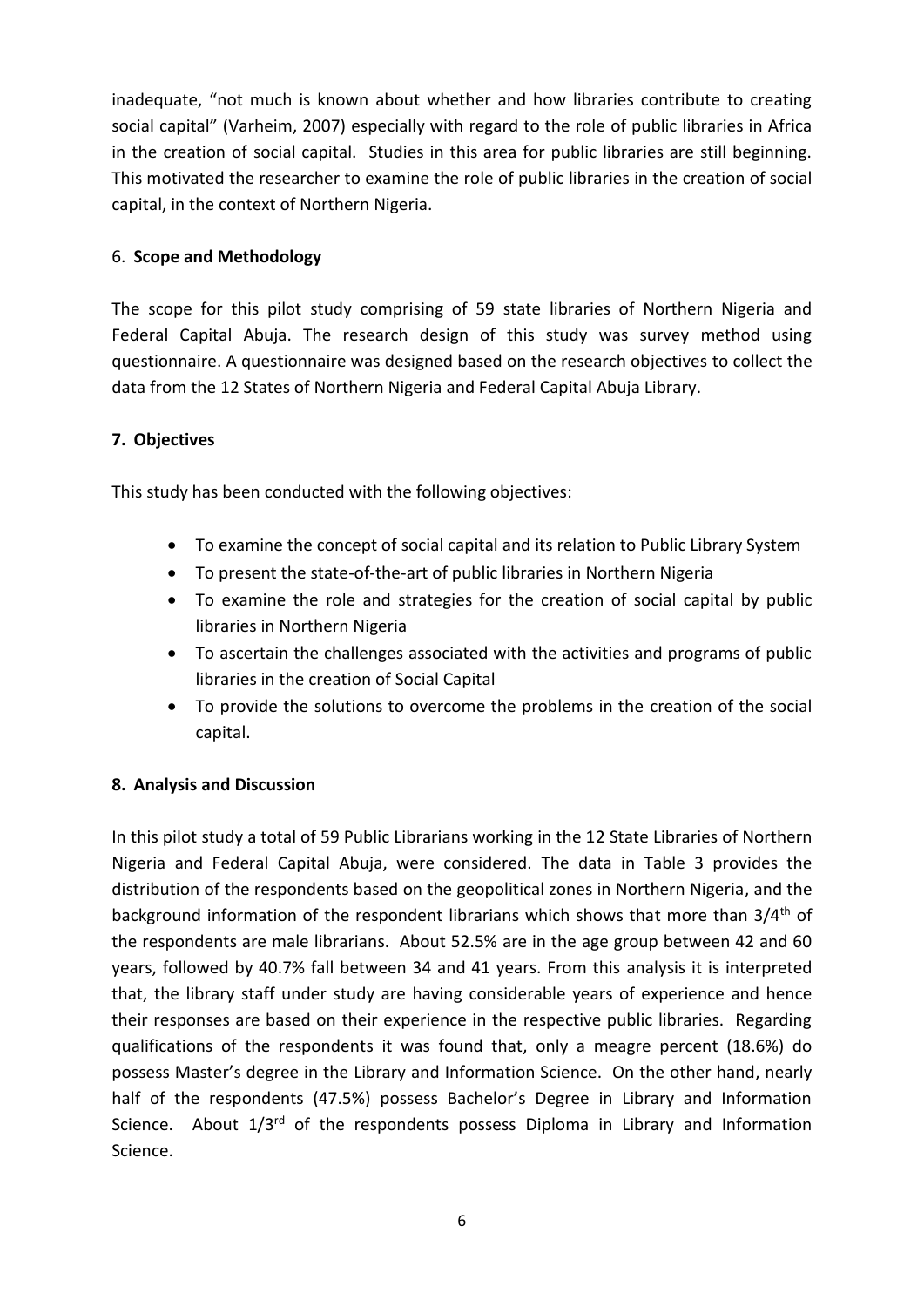inadequate, "not much is known about whether and how libraries contribute to creating social capital" (Varheim, 2007) especially with regard to the role of public libraries in Africa in the creation of social capital. Studies in this area for public libraries are still beginning. This motivated the researcher to examine the role of public libraries in the creation of social capital, in the context of Northern Nigeria.

## 6. Scope and Methodology

The scope for this pilot study comprising of 59 state libraries of Northern Nigeria and Federal Capital Abuja. The research design of this study was survey method using questionnaire. A questionnaire was designed based on the research objectives to collect the data from the 12 States of Northern Nigeria and Federal Capital Abuja Library.

## 7. Objectives

This study has been conducted with the following objectives:

- To examine the concept of social capital and its relation to Public Library System
- To present the state-of-the-art of public libraries in Northern Nigeria
- To examine the role and strategies for the creation of social capital by public libraries in Northern Nigeria
- To ascertain the challenges associated with the activities and programs of public libraries in the creation of Social Capital
- To provide the solutions to overcome the problems in the creation of the social capital.

## 8. Analysis and Discussion

In this pilot study a total of 59 Public Librarians working in the 12 State Libraries of Northern Nigeria and Federal Capital Abuja, were considered. The data in Table 3 provides the distribution of the respondents based on the geopolitical zones in Northern Nigeria, and the background information of the respondent librarians which shows that more than 3/4th of the respondents are male librarians. About 52.5% are in the age group between 42 and 60 years, followed by 40.7% fall between 34 and 41 years. From this analysis it is interpreted that, the library staff under study are having considerable years of experience and hence their responses are based on their experience in the respective public libraries. Regarding qualifications of the respondents it was found that, only a meagre percent (18.6%) do possess Master's degree in the Library and Information Science. On the other hand, nearly half of the respondents (47.5%) possess Bachelor's Degree in Library and Information Science. About 1/3rd of the respondents possess Diploma in Library and Information Science.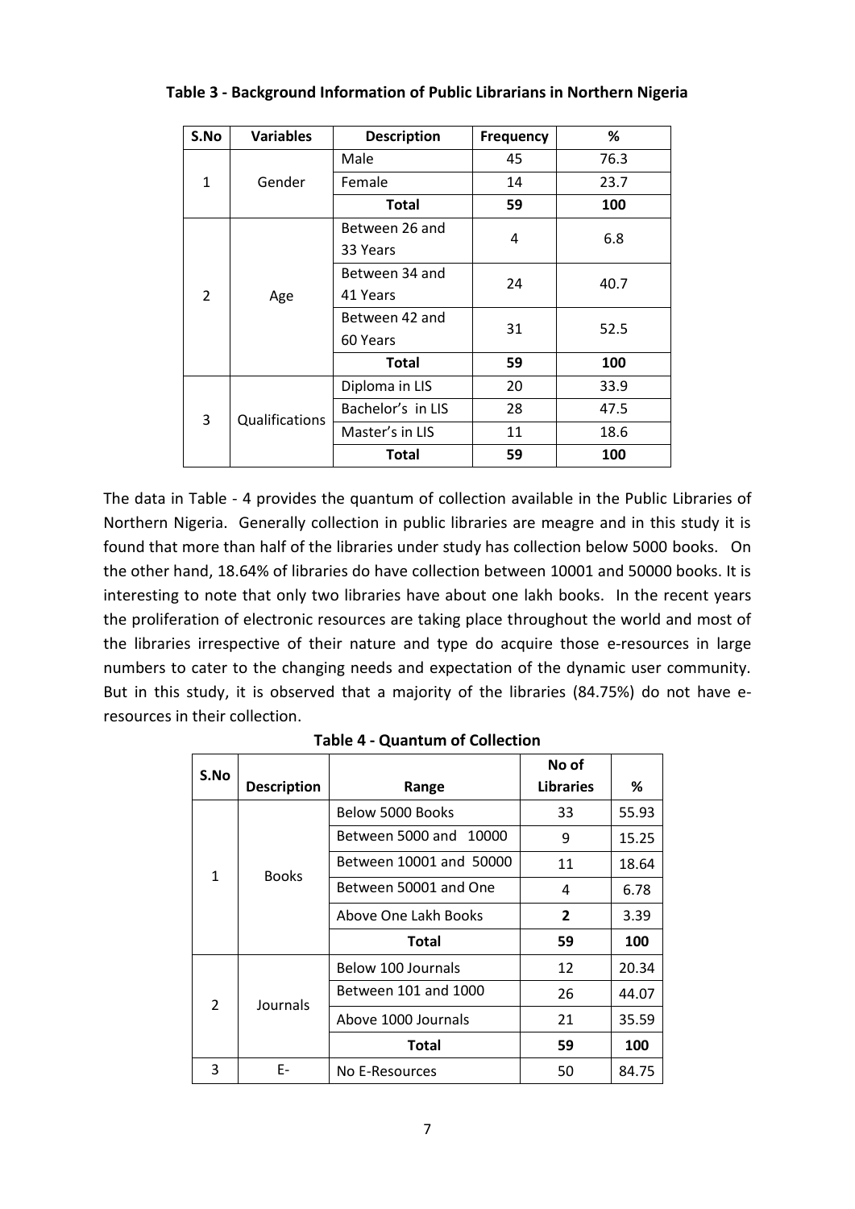**Table 3 - Background Information of Public Librarians in Northern Nigeria**

| S.No | Variables | Description | Frequency | % |
|---|---|---|---|---|
| 1 | Gender | Male | 45 | 76.3 |
| | | Female | 14 | 23.7 |
| | | **Total** | **59** | **100** |
| 2 | Age | Between 26 and 33 Years | 4 | 6.8 |
| | | Between 34 and 41 Years | 24 | 40.7 |
| | | Between 42 and 60 Years | 31 | 52.5 |
| | | **Total** | **59** | **100** |
| 3 | Qualifications | Diploma in LIS | 20 | 33.9 |
| | | Bachelor's in LIS | 28 | 47.5 |
| | | Master's in LIS | 11 | 18.6 |
| | | **Total** | **59** | **100** |

The data in Table - 4 provides the quantum of collection available in the Public Libraries of Northern Nigeria. Generally collection in public libraries are meagre and in this study it is found that more than half of the libraries under study has collection below 5000 books. On the other hand, 18.64% of libraries do have collection between 10001 and 50000 books. It is interesting to note that only two libraries have about one lakh books. In the recent years the proliferation of electronic resources are taking place throughout the world and most of the libraries irrespective of their nature and type do acquire those e-resources in large numbers to cater to the changing needs and expectation of the dynamic user community. But in this study, it is observed that a majority of the libraries (84.75%) do not have e-resources in their collection.

**Table 4 - Quantum of Collection**

| S.No | Description | Range | No of Libraries | % |
|---|---|---|---|---|
| 1 | Books | Below 5000 Books | 33 | 55.93 |
| | | Between 5000 and 10000 | 9 | 15.25 |
| | | Between 10001 and 50000 | 11 | 18.64 |
| | | Between 50001 and One | 4 | 6.78 |
| | | Above One Lakh Books | **2** | 3.39 |
| | | **Total** | **59** | **100** |
| 2 | Journals | Below 100 Journals | 12 | 20.34 |
| | | Between 101 and 1000 | 26 | 44.07 |
| | | Above 1000 Journals | 21 | 35.59 |
| | | **Total** | **59** | **100** |
| 3 | E- | No E-Resources | 50 | 84.75 |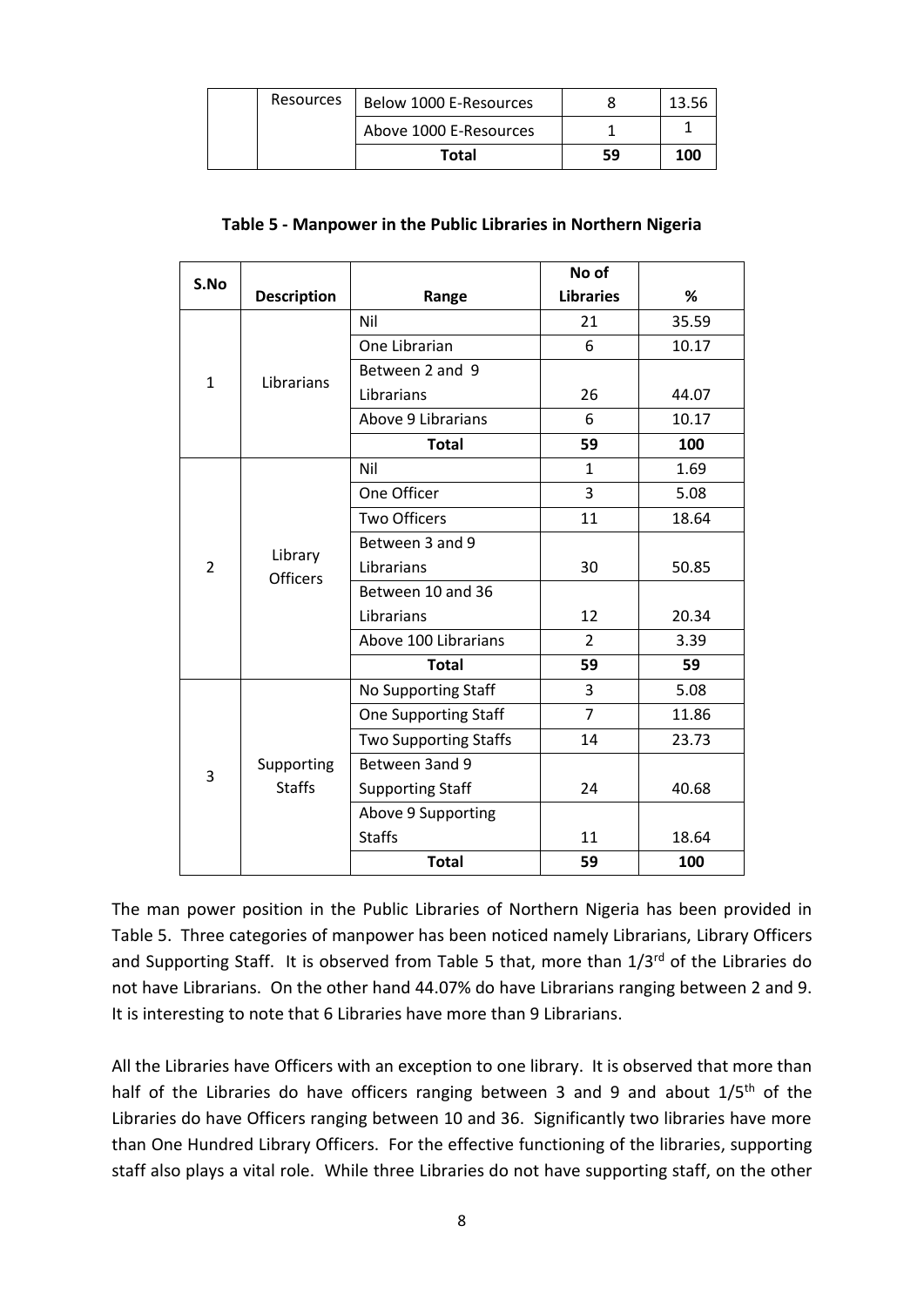| | Resources | Below 1000 E-Resources | 8 | 13.56 |
|---|---|---|---|---|
| | | Above 1000 E-Resources | 1 | 1 |
| | | **Total** | **59** | **100** |

**Table 5 - Manpower in the Public Libraries in Northern Nigeria**

| S.No | Description | Range | No of Libraries | % |
|---|---|---|---|---|
| 1 | Librarians | Nil | 21 | 35.59 |
| | | One Librarian | 6 | 10.17 |
| | | Between 2 and 9 Librarians | 26 | 44.07 |
| | | Above 9 Librarians | 6 | 10.17 |
| | | **Total** | **59** | **100** |
| 2 | Library Officers | Nil | 1 | 1.69 |
| | | One Officer | 3 | 5.08 |
| | | Two Officers | 11 | 18.64 |
| | | Between 3 and 9 Librarians | 30 | 50.85 |
| | | Between 10 and 36 Librarians | 12 | 20.34 |
| | | Above 100 Librarians | 2 | 3.39 |
| | | **Total** | **59** | **59** |
| 3 | Supporting Staffs | No Supporting Staff | 3 | 5.08 |
| | | One Supporting Staff | 7 | 11.86 |
| | | Two Supporting Staffs | 14 | 23.73 |
| | | Between 3and 9 Supporting Staff | 24 | 40.68 |
| | | Above 9 Supporting Staffs | 11 | 18.64 |
| | | **Total** | **59** | **100** |

The man power position in the Public Libraries of Northern Nigeria has been provided in Table 5. Three categories of manpower has been noticed namely Librarians, Library Officers and Supporting Staff. It is observed from Table 5 that, more than 1/3rd of the Libraries do not have Librarians. On the other hand 44.07% do have Librarians ranging between 2 and 9. It is interesting to note that 6 Libraries have more than 9 Librarians.

All the Libraries have Officers with an exception to one library. It is observed that more than half of the Libraries do have officers ranging between 3 and 9 and about 1/5th of the Libraries do have Officers ranging between 10 and 36. Significantly two libraries have more than One Hundred Library Officers. For the effective functioning of the libraries, supporting staff also plays a vital role. While three Libraries do not have supporting staff, on the other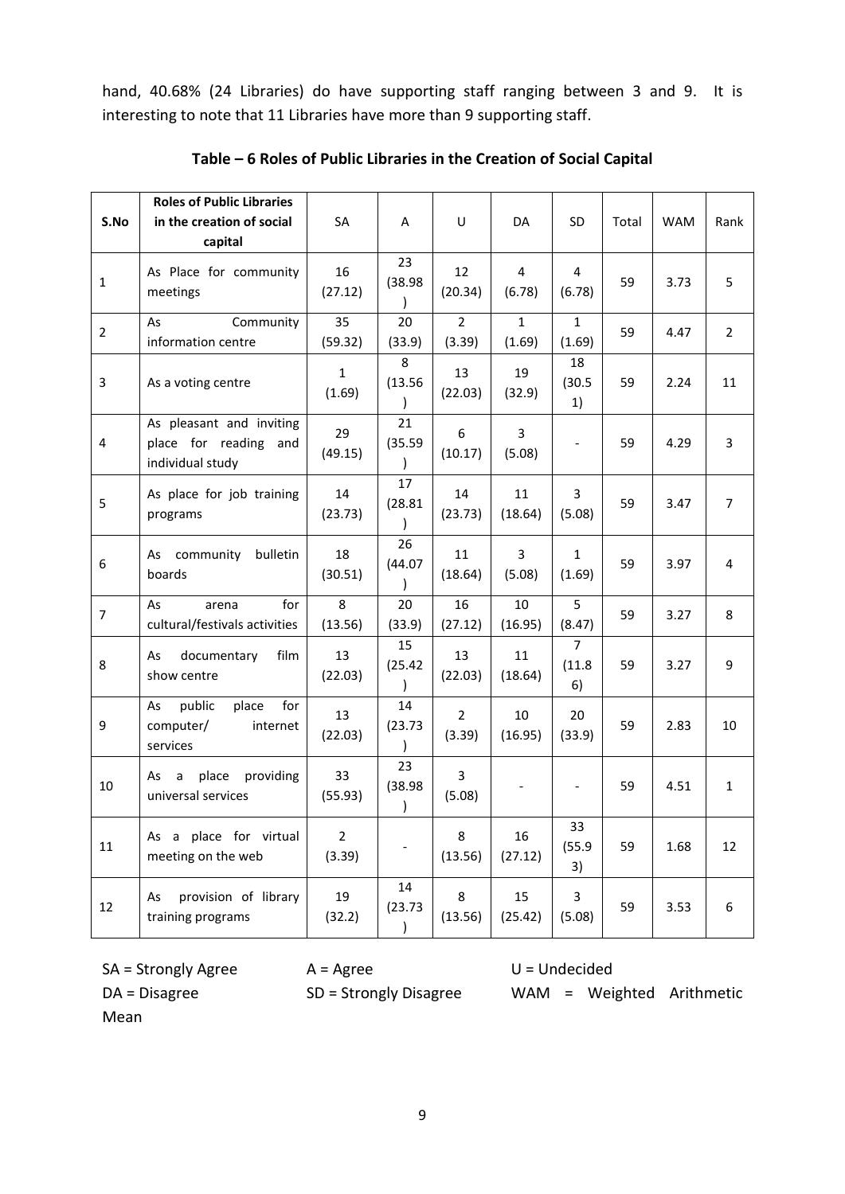hand, 40.68% (24 Libraries) do have supporting staff ranging between 3 and 9. It is interesting to note that 11 Libraries have more than 9 supporting staff.

**Table – 6 Roles of Public Libraries in the Creation of Social Capital**

| S.No | Roles of Public Libraries in the creation of social capital | SA | A | U | DA | SD | Total | WAM | Rank |
|---|---|---|---|---|---|---|---|---|---|
| 1 | As Place for community meetings | 16 (27.12) | 23 (38.98) | 12 (20.34) | 4 (6.78) | 4 (6.78) | 59 | 3.73 | 5 |
| 2 | As Community information centre | 35 (59.32) | 20 (33.9) | 2 (3.39) | 1 (1.69) | 1 (1.69) | 59 | 4.47 | 2 |
| 3 | As a voting centre | 1 (1.69) | 8 (13.56) | 13 (22.03) | 19 (32.9) | 18 (30.51) | 59 | 2.24 | 11 |
| 4 | As pleasant and inviting place for reading and individual study | 29 (49.15) | 21 (35.59) | 6 (10.17) | 3 (5.08) | - | 59 | 4.29 | 3 |
| 5 | As place for job training programs | 14 (23.73) | 17 (28.81) | 14 (23.73) | 11 (18.64) | 3 (5.08) | 59 | 3.47 | 7 |
| 6 | As community bulletin boards | 18 (30.51) | 26 (44.07) | 11 (18.64) | 3 (5.08) | 1 (1.69) | 59 | 3.97 | 4 |
| 7 | As arena for cultural/festivals activities | 8 (13.56) | 20 (33.9) | 16 (27.12) | 10 (16.95) | 5 (8.47) | 59 | 3.27 | 8 |
| 8 | As documentary film show centre | 13 (22.03) | 15 (25.42) | 13 (22.03) | 11 (18.64) | 7 (11.86) | 59 | 3.27 | 9 |
| 9 | As public place for computer/ internet services | 13 (22.03) | 14 (23.73) | 2 (3.39) | 10 (16.95) | 20 (33.9) | 59 | 2.83 | 10 |
| 10 | As a place providing universal services | 33 (55.93) | 23 (38.98) | 3 (5.08) | - | - | 59 | 4.51 | 1 |
| 11 | As a place for virtual meeting on the web | 2 (3.39) | - | 8 (13.56) | 16 (27.12) | 33 (55.93) | 59 | 1.68 | 12 |
| 12 | As provision of library training programs | 19 (32.2) | 14 (23.73) | 8 (13.56) | 15 (25.42) | 3 (5.08) | 59 | 3.53 | 6 |

SA = Strongly Agree A = Agree U = Undecided
DA = Disagree SD = Strongly Disagree WAM = Weighted Arithmetic Mean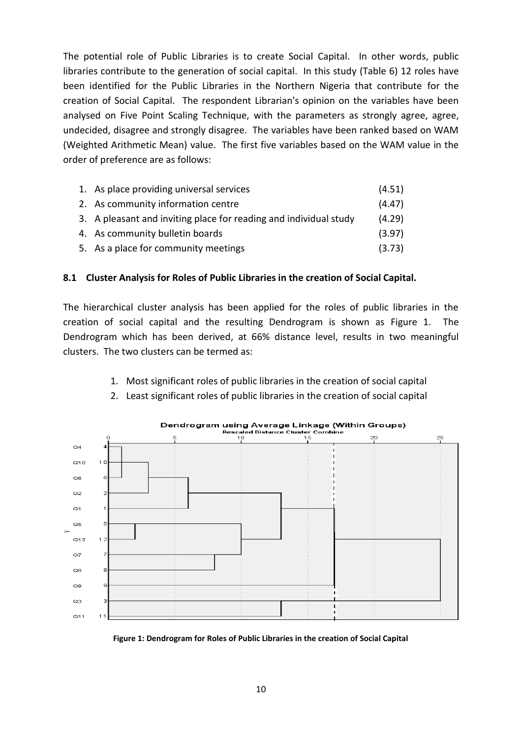The potential role of Public Libraries is to create Social Capital. In other words, public libraries contribute to the generation of social capital. In this study (Table 6) 12 roles have been identified for the Public Libraries in the Northern Nigeria that contribute for the creation of Social Capital. The respondent Librarian's opinion on the variables have been analysed on Five Point Scaling Technique, with the parameters as strongly agree, agree, undecided, disagree and strongly disagree. The variables have been ranked based on WAM (Weighted Arithmetic Mean) value. The first five variables based on the WAM value in the order of preference are as follows:

1. As place providing universal services (4.51)
2. As community information centre (4.47)
3. A pleasant and inviting place for reading and individual study (4.29)
4. As community bulletin boards (3.97)
5. As a place for community meetings (3.73)

### 8.1 Cluster Analysis for Roles of Public Libraries in the creation of Social Capital.

The hierarchical cluster analysis has been applied for the roles of public libraries in the creation of social capital and the resulting Dendrogram is shown as Figure 1. The Dendrogram which has been derived, at 66% distance level, results in two meaningful clusters. The two clusters can be termed as:

1. Most significant roles of public libraries in the creation of social capital
2. Least significant roles of public libraries in the creation of social capital

**Figure 1: Dendrogram for Roles of Public Libraries in the creation of Social Capital**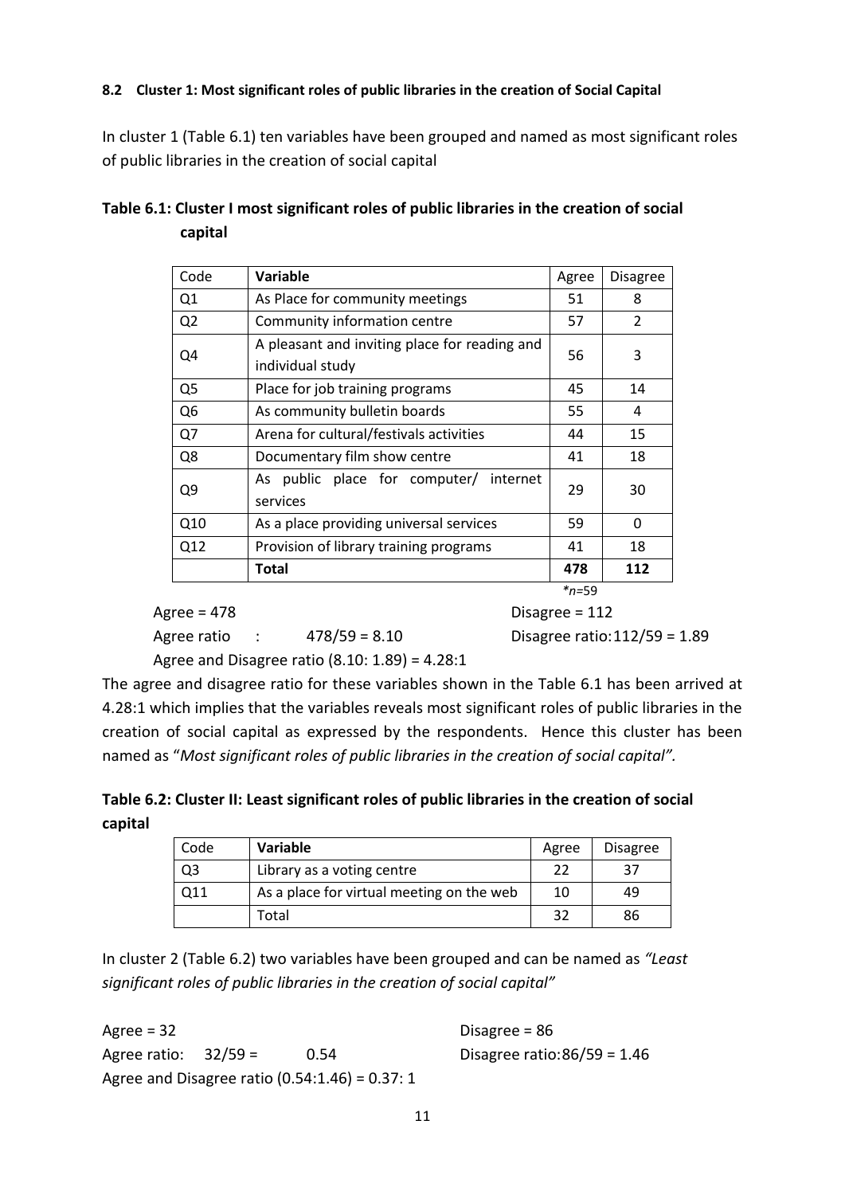#### 8.2 Cluster 1: Most significant roles of public libraries in the creation of Social Capital

In cluster 1 (Table 6.1) ten variables have been grouped and named as most significant roles of public libraries in the creation of social capital

**Table 6.1: Cluster I most significant roles of public libraries in the creation of social capital**

| Code | **Variable** | Agree | Disagree |
|---|---|---|---|
| Q1 | As Place for community meetings | 51 | 8 |
| Q2 | Community information centre | 57 | 2 |
| Q4 | A pleasant and inviting place for reading and individual study | 56 | 3 |
| Q5 | Place for job training programs | 45 | 14 |
| Q6 | As community bulletin boards | 55 | 4 |
| Q7 | Arena for cultural/festivals activities | 44 | 15 |
| Q8 | Documentary film show centre | 41 | 18 |
| Q9 | As public place for computer/ internet services | 29 | 30 |
| Q10 | As a place providing universal services | 59 | 0 |
| Q12 | Provision of library training programs | 41 | 18 |
| | **Total** | **478** | **112** |

**n*=59

Agree = 478 Disagree = 112

Agree ratio : 478/59 = 8.10 Disagree ratio: 112/59 = 1.89

Agree and Disagree ratio (8.10: 1.89) = 4.28:1

The agree and disagree ratio for these variables shown in the Table 6.1 has been arrived at 4.28:1 which implies that the variables reveals most significant roles of public libraries in the creation of social capital as expressed by the respondents. Hence this cluster has been named as "*Most significant roles of public libraries in the creation of social capital".*

**Table 6.2: Cluster II: Least significant roles of public libraries in the creation of social capital**

| Code | **Variable** | Agree | Disagree |
|---|---|---|---|
| Q3 | Library as a voting centre | 22 | 37 |
| Q11 | As a place for virtual meeting on the web | 10 | 49 |
| | Total | 32 | 86 |

In cluster 2 (Table 6.2) two variables have been grouped and can be named as *"Least significant roles of public libraries in the creation of social capital"*

Agree = 32 Disagree = 86

Agree ratio: 32/59 = 0.54 Disagree ratio: 86/59 = 1.46

Agree and Disagree ratio (0.54:1.46) = 0.37: 1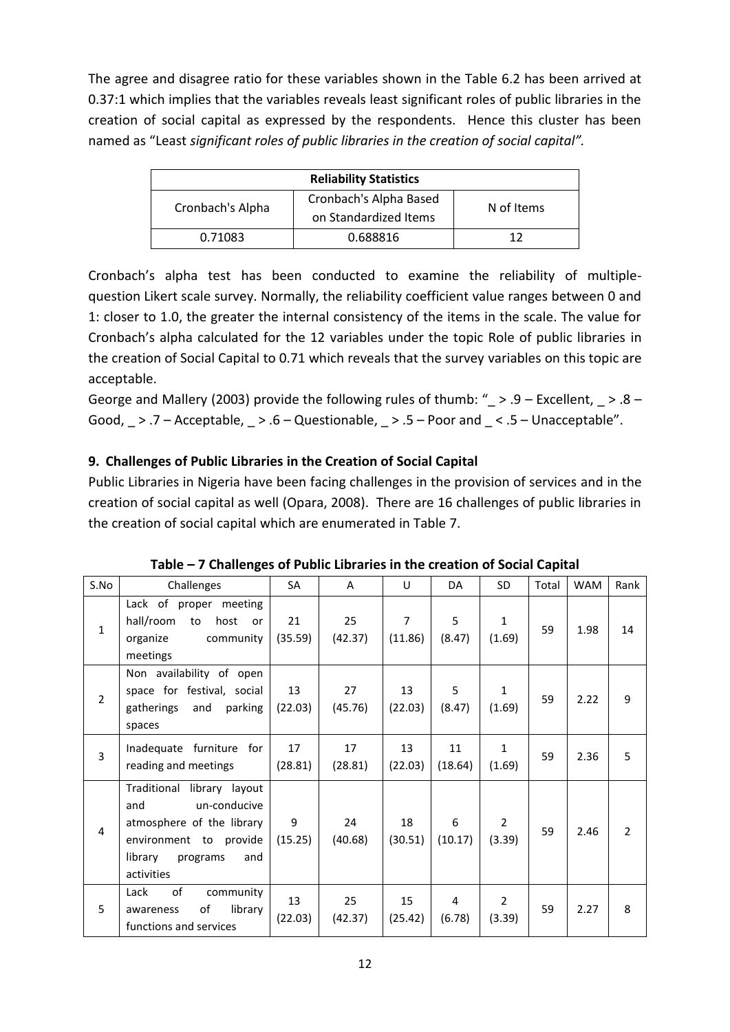The agree and disagree ratio for these variables shown in the Table 6.2 has been arrived at 0.37:1 which implies that the variables reveals least significant roles of public libraries in the creation of social capital as expressed by the respondents. Hence this cluster has been named as "Least *significant roles of public libraries in the creation of social capital".*

| Reliability Statistics | | |
|---|---|---|
| Cronbach's Alpha | Cronbach's Alpha Based on Standardized Items | N of Items |
| 0.71083 | 0.688816 | 12 |

Cronbach's alpha test has been conducted to examine the reliability of multiple-question Likert scale survey. Normally, the reliability coefficient value ranges between 0 and 1: closer to 1.0, the greater the internal consistency of the items in the scale. The value for Cronbach's alpha calculated for the 12 variables under the topic Role of public libraries in the creation of Social Capital to 0.71 which reveals that the survey variables on this topic are acceptable.

George and Mallery (2003) provide the following rules of thumb: "_ > .9 – Excellent, _ > .8 – Good, _ > .7 – Acceptable, _ > .6 – Questionable, _ > .5 – Poor and _ < .5 – Unacceptable".

## 9. Challenges of Public Libraries in the Creation of Social Capital

Public Libraries in Nigeria have been facing challenges in the provision of services and in the creation of social capital as well (Opara, 2008). There are 16 challenges of public libraries in the creation of social capital which are enumerated in Table 7.

**Table – 7 Challenges of Public Libraries in the creation of Social Capital**

| S.No | Challenges | SA | A | U | DA | SD | Total | WAM | Rank |
|---|---|---|---|---|---|---|---|---|---|
| 1 | Lack of proper meeting hall/room to host or organize community meetings | 21 (35.59) | 25 (42.37) | 7 (11.86) | 5 (8.47) | 1 (1.69) | 59 | 1.98 | 14 |
| 2 | Non availability of open space for festival, social gatherings and parking spaces | 13 (22.03) | 27 (45.76) | 13 (22.03) | 5 (8.47) | 1 (1.69) | 59 | 2.22 | 9 |
| 3 | Inadequate furniture for reading and meetings | 17 (28.81) | 17 (28.81) | 13 (22.03) | 11 (18.64) | 1 (1.69) | 59 | 2.36 | 5 |
| 4 | Traditional library layout and un-conducive atmosphere of the library environment to provide library programs and activities | 9 (15.25) | 24 (40.68) | 18 (30.51) | 6 (10.17) | 2 (3.39) | 59 | 2.46 | 2 |
| 5 | Lack of community awareness of library functions and services | 13 (22.03) | 25 (42.37) | 15 (25.42) | 4 (6.78) | 2 (3.39) | 59 | 2.27 | 8 |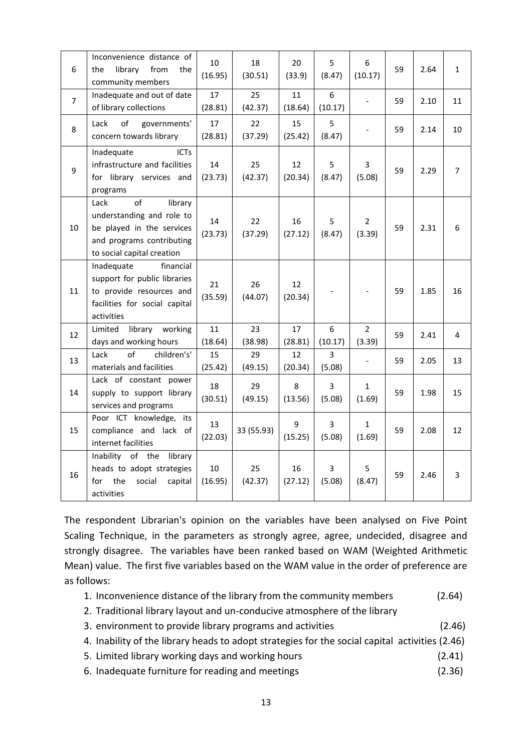| 6 | Inconvenience distance of the library from the community members | 10 (16.95) | 18 (30.51) | 20 (33.9) | 5 (8.47) | 6 (10.17) | 59 | 2.64 | 1 |
|---|---|---|---|---|---|---|---|---|---|
| 7 | Inadequate and out of date of library collections | 17 (28.81) | 25 (42.37) | 11 (18.64) | 6 (10.17) | - | 59 | 2.10 | 11 |
| 8 | Lack of governments' concern towards library | 17 (28.81) | 22 (37.29) | 15 (25.42) | 5 (8.47) | - | 59 | 2.14 | 10 |
| 9 | Inadequate ICTs infrastructure and facilities for library services and programs | 14 (23.73) | 25 (42.37) | 12 (20.34) | 5 (8.47) | 3 (5.08) | 59 | 2.29 | 7 |
| 10 | Lack of library understanding and role to be played in the services and programs contributing to social capital creation | 14 (23.73) | 22 (37.29) | 16 (27.12) | 5 (8.47) | 2 (3.39) | 59 | 2.31 | 6 |
| 11 | Inadequate financial support for public libraries to provide resources and facilities for social capital activities | 21 (35.59) | 26 (44.07) | 12 (20.34) | - | - | 59 | 1.85 | 16 |
| 12 | Limited library working days and working hours | 11 (18.64) | 23 (38.98) | 17 (28.81) | 6 (10.17) | 2 (3.39) | 59 | 2.41 | 4 |
| 13 | Lack of children's' materials and facilities | 15 (25.42) | 29 (49.15) | 12 (20.34) | 3 (5.08) | - | 59 | 2.05 | 13 |
| 14 | Lack of constant power supply to support library services and programs | 18 (30.51) | 29 (49.15) | 8 (13.56) | 3 (5.08) | 1 (1.69) | 59 | 1.98 | 15 |
| 15 | Poor ICT knowledge, its compliance and lack of internet facilities | 13 (22.03) | 33 (55.93) | 9 (15.25) | 3 (5.08) | 1 (1.69) | 59 | 2.08 | 12 |
| 16 | Inability of the library heads to adopt strategies for the social capital activities | 10 (16.95) | 25 (42.37) | 16 (27.12) | 3 (5.08) | 5 (8.47) | 59 | 2.46 | 3 |

The respondent Librarian's opinion on the variables have been analysed on Five Point Scaling Technique, in the parameters as strongly agree, agree, undecided, disagree and strongly disagree. The variables have been ranked based on WAM (Weighted Arithmetic Mean) value. The first five variables based on the WAM value in the order of preference are as follows:

1. Inconvenience distance of the library from the community members (2.64)
2. Traditional library layout and un-conducive atmosphere of the library
3. environment to provide library programs and activities (2.46)
4. Inability of the library heads to adopt strategies for the social capital activities (2.46)
5. Limited library working days and working hours (2.41)
6. Inadequate furniture for reading and meetings (2.36)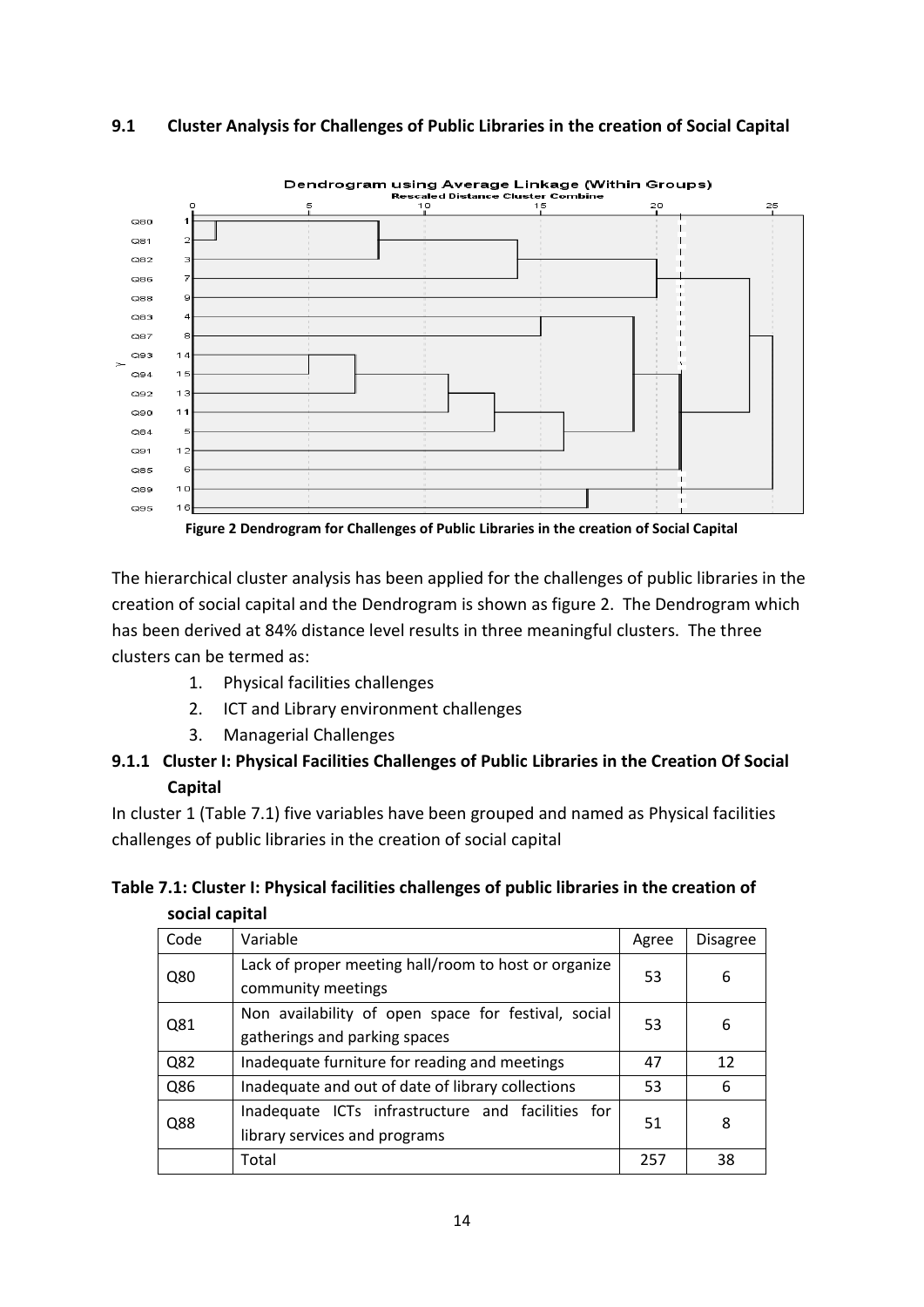### 9.1 Cluster Analysis for Challenges of Public Libraries in the creation of Social Capital

**Figure 2 Dendrogram for Challenges of Public Libraries in the creation of Social Capital**

The hierarchical cluster analysis has been applied for the challenges of public libraries in the creation of social capital and the Dendrogram is shown as figure 2. The Dendrogram which has been derived at 84% distance level results in three meaningful clusters. The three clusters can be termed as:

1. Physical facilities challenges
2. ICT and Library environment challenges
3. Managerial Challenges

#### 9.1.1 Cluster I: Physical Facilities Challenges of Public Libraries in the Creation Of Social Capital

In cluster 1 (Table 7.1) five variables have been grouped and named as Physical facilities challenges of public libraries in the creation of social capital

**Table 7.1: Cluster I: Physical facilities challenges of public libraries in the creation of social capital**

| Code | Variable | Agree | Disagree |
|---|---|---|---|
| Q80 | Lack of proper meeting hall/room to host or organize community meetings | 53 | 6 |
| Q81 | Non availability of open space for festival, social gatherings and parking spaces | 53 | 6 |
| Q82 | Inadequate furniture for reading and meetings | 47 | 12 |
| Q86 | Inadequate and out of date of library collections | 53 | 6 |
| Q88 | Inadequate ICTs infrastructure and facilities for library services and programs | 51 | 8 |
| | Total | 257 | 38 |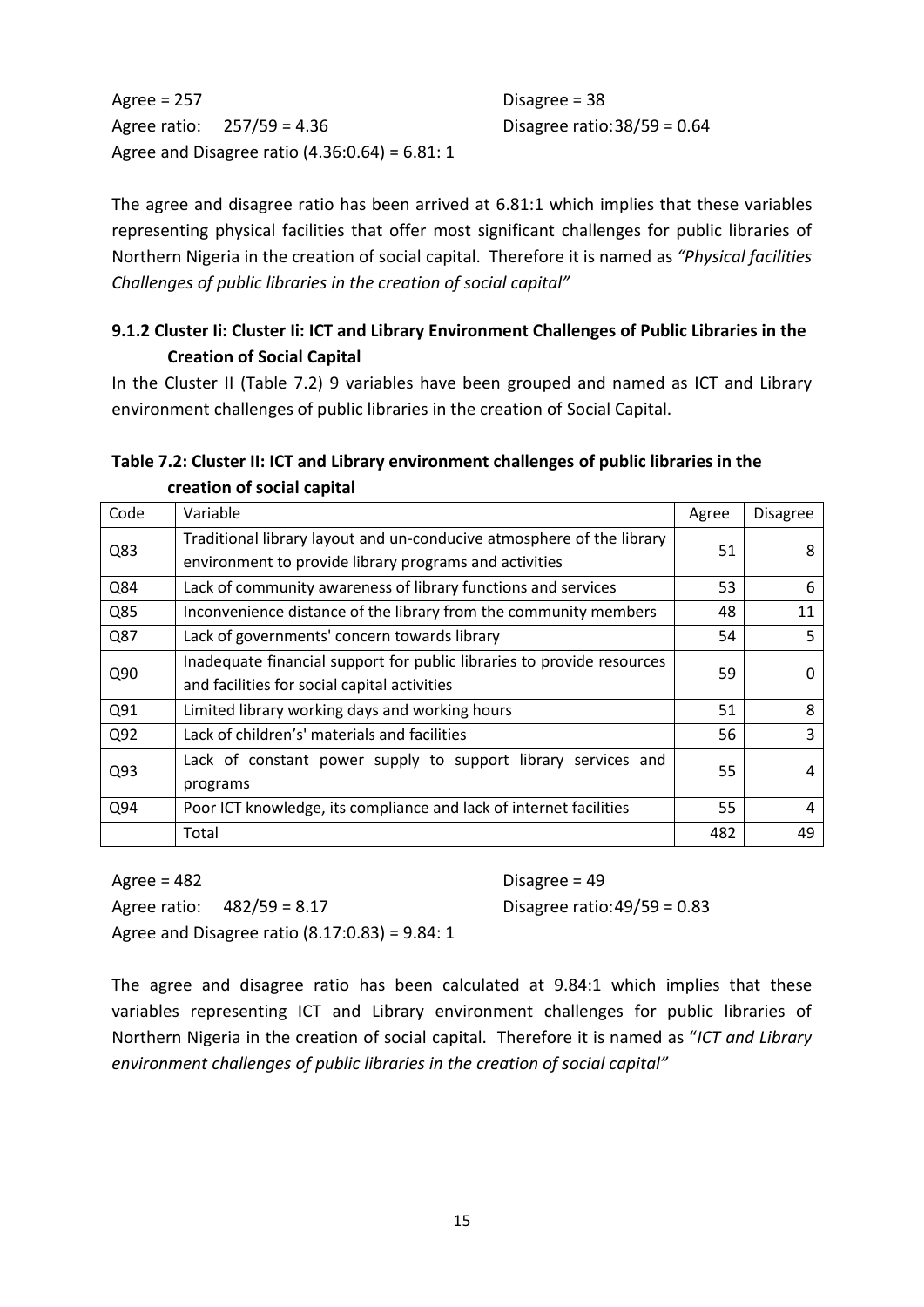Agree = 257 Disagree = 38

Agree ratio: 257/59 = 4.36 Disagree ratio: 38/59 = 0.64

Agree and Disagree ratio (4.36:0.64) = 6.81: 1

The agree and disagree ratio has been arrived at 6.81:1 which implies that these variables representing physical facilities that offer most significant challenges for public libraries of Northern Nigeria in the creation of social capital. Therefore it is named as *"Physical facilities Challenges of public libraries in the creation of social capital"*

### 9.1.2 Cluster Ii: Cluster Ii: ICT and Library Environment Challenges of Public Libraries in the Creation of Social Capital

In the Cluster II (Table 7.2) 9 variables have been grouped and named as ICT and Library environment challenges of public libraries in the creation of Social Capital.

**Table 7.2: Cluster II: ICT and Library environment challenges of public libraries in the creation of social capital**

| Code | Variable | Agree | Disagree |
|---|---|---|---|
| Q83 | Traditional library layout and un-conducive atmosphere of the library environment to provide library programs and activities | 51 | 8 |
| Q84 | Lack of community awareness of library functions and services | 53 | 6 |
| Q85 | Inconvenience distance of the library from the community members | 48 | 11 |
| Q87 | Lack of governments' concern towards library | 54 | 5 |
| Q90 | Inadequate financial support for public libraries to provide resources and facilities for social capital activities | 59 | 0 |
| Q91 | Limited library working days and working hours | 51 | 8 |
| Q92 | Lack of children's' materials and facilities | 56 | 3 |
| Q93 | Lack of constant power supply to support library services and programs | 55 | 4 |
| Q94 | Poor ICT knowledge, its compliance and lack of internet facilities | 55 | 4 |
| | Total | 482 | 49 |

Agree = 482 Disagree = 49

Agree ratio: 482/59 = 8.17 Disagree ratio: 49/59 = 0.83

Agree and Disagree ratio (8.17:0.83) = 9.84: 1

The agree and disagree ratio has been calculated at 9.84:1 which implies that these variables representing ICT and Library environment challenges for public libraries of Northern Nigeria in the creation of social capital. Therefore it is named as "*ICT and Library environment challenges of public libraries in the creation of social capital"*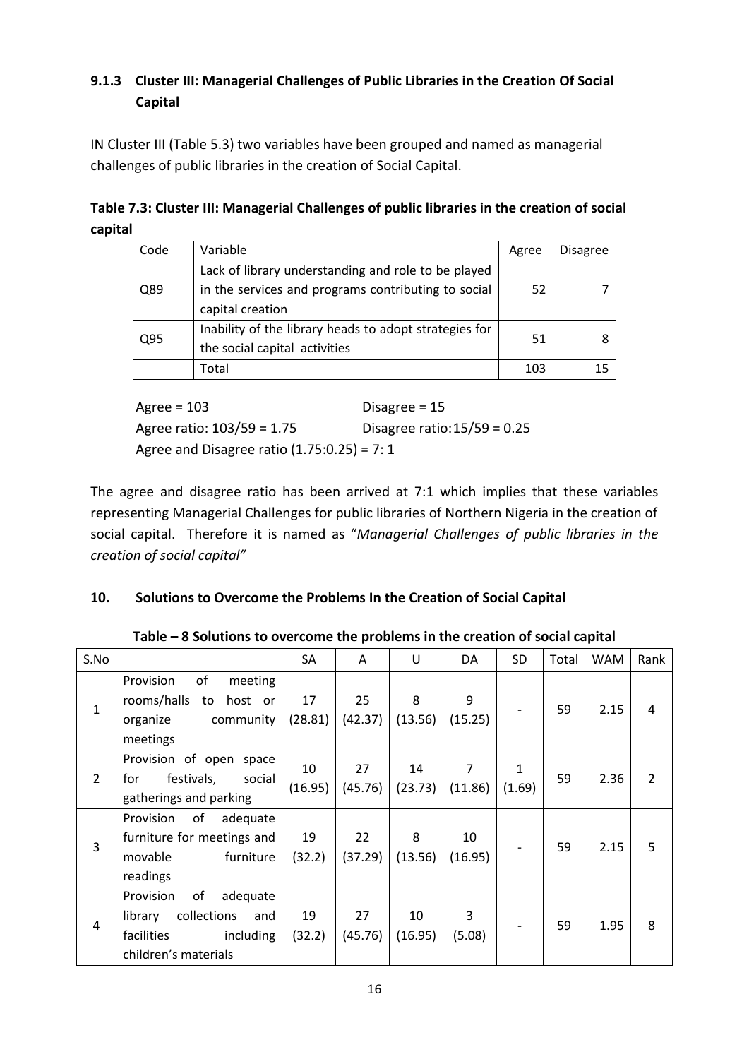### 9.1.3 Cluster III: Managerial Challenges of Public Libraries in the Creation Of Social Capital

IN Cluster III (Table 5.3) two variables have been grouped and named as managerial challenges of public libraries in the creation of Social Capital.

**Table 7.3: Cluster III: Managerial Challenges of public libraries in the creation of social capital**

| Code | Variable | Agree | Disagree |
|---|---|---|---|
| Q89 | Lack of library understanding and role to be played in the services and programs contributing to social capital creation | 52 | 7 |
| Q95 | Inability of the library heads to adopt strategies for the social capital activities | 51 | 8 |
| | Total | 103 | 15 |

Agree = 103 Disagree = 15

Agree ratio: 103/59 = 1.75 Disagree ratio: 15/59 = 0.25

Agree and Disagree ratio (1.75:0.25) = 7: 1

The agree and disagree ratio has been arrived at 7:1 which implies that these variables representing Managerial Challenges for public libraries of Northern Nigeria in the creation of social capital. Therefore it is named as "*Managerial Challenges of public libraries in the creation of social capital"*

## 10. Solutions to Overcome the Problems In the Creation of Social Capital

**Table – 8 Solutions to overcome the problems in the creation of social capital**

| S.No | | SA | A | U | DA | SD | Total | WAM | Rank |
|---|---|---|---|---|---|---|---|---|---|
| 1 | Provision of meeting rooms/halls to host or organize community meetings | 17 (28.81) | 25 (42.37) | 8 (13.56) | 9 (15.25) | - | 59 | 2.15 | 4 |
| 2 | Provision of open space for festivals, social gatherings and parking | 10 (16.95) | 27 (45.76) | 14 (23.73) | 7 (11.86) | 1 (1.69) | 59 | 2.36 | 2 |
| 3 | Provision of adequate furniture for meetings and movable furniture readings | 19 (32.2) | 22 (37.29) | 8 (13.56) | 10 (16.95) | - | 59 | 2.15 | 5 |
| 4 | Provision of adequate library collections and facilities including children's materials | 19 (32.2) | 27 (45.76) | 10 (16.95) | 3 (5.08) | - | 59 | 1.95 | 8 |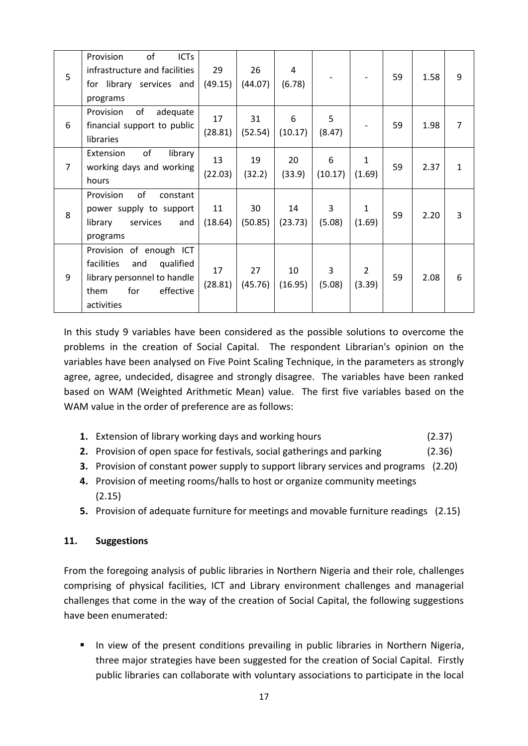| 5 | Provision of ICTs infrastructure and facilities for library services and programs | 29 (49.15) | 26 (44.07) | 4 (6.78) | - | - | 59 | 1.58 | 9 |
|---|---|---|---|---|---|---|---|---|---|
| 6 | Provision of adequate financial support to public libraries | 17 (28.81) | 31 (52.54) | 6 (10.17) | 5 (8.47) | - | 59 | 1.98 | 7 |
| 7 | Extension of library working days and working hours | 13 (22.03) | 19 (32.2) | 20 (33.9) | 6 (10.17) | 1 (1.69) | 59 | 2.37 | 1 |
| 8 | Provision of constant power supply to support library services and programs | 11 (18.64) | 30 (50.85) | 14 (23.73) | 3 (5.08) | 1 (1.69) | 59 | 2.20 | 3 |
| 9 | Provision of enough ICT facilities and qualified library personnel to handle them for effective activities | 17 (28.81) | 27 (45.76) | 10 (16.95) | 3 (5.08) | 2 (3.39) | 59 | 2.08 | 6 |

In this study 9 variables have been considered as the possible solutions to overcome the problems in the creation of Social Capital. The respondent Librarian's opinion on the variables have been analysed on Five Point Scaling Technique, in the parameters as strongly agree, agree, undecided, disagree and strongly disagree. The variables have been ranked based on WAM (Weighted Arithmetic Mean) value. The first five variables based on the WAM value in the order of preference are as follows:

1. Extension of library working days and working hours (2.37)
2. Provision of open space for festivals, social gatherings and parking (2.36)
3. Provision of constant power supply to support library services and programs (2.20)
4. Provision of meeting rooms/halls to host or organize community meetings (2.15)
5. Provision of adequate furniture for meetings and movable furniture readings (2.15)

## 11. Suggestions

From the foregoing analysis of public libraries in Northern Nigeria and their role, challenges comprising of physical facilities, ICT and Library environment challenges and managerial challenges that come in the way of the creation of Social Capital, the following suggestions have been enumerated:

- In view of the present conditions prevailing in public libraries in Northern Nigeria, three major strategies have been suggested for the creation of Social Capital. Firstly public libraries can collaborate with voluntary associations to participate in the local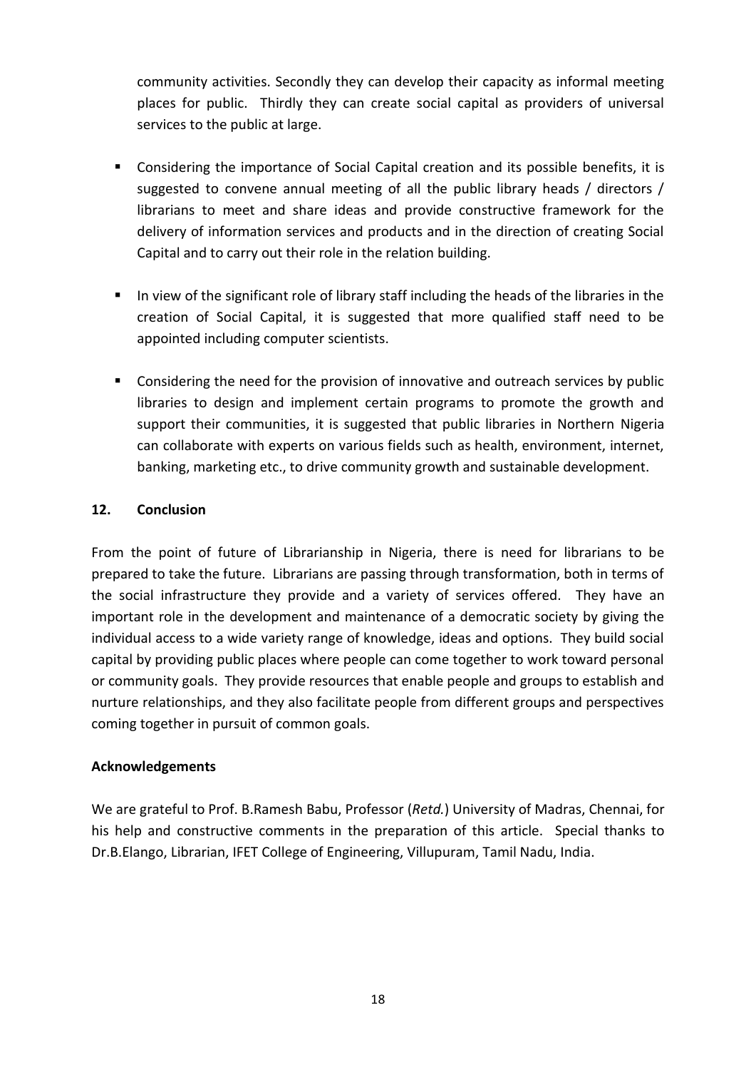community activities. Secondly they can develop their capacity as informal meeting places for public. Thirdly they can create social capital as providers of universal services to the public at large.

- Considering the importance of Social Capital creation and its possible benefits, it is suggested to convene annual meeting of all the public library heads / directors / librarians to meet and share ideas and provide constructive framework for the delivery of information services and products and in the direction of creating Social Capital and to carry out their role in the relation building.
- In view of the significant role of library staff including the heads of the libraries in the creation of Social Capital, it is suggested that more qualified staff need to be appointed including computer scientists.
- Considering the need for the provision of innovative and outreach services by public libraries to design and implement certain programs to promote the growth and support their communities, it is suggested that public libraries in Northern Nigeria can collaborate with experts on various fields such as health, environment, internet, banking, marketing etc., to drive community growth and sustainable development.

## 12. Conclusion

From the point of future of Librarianship in Nigeria, there is need for librarians to be prepared to take the future. Librarians are passing through transformation, both in terms of the social infrastructure they provide and a variety of services offered. They have an important role in the development and maintenance of a democratic society by giving the individual access to a wide variety range of knowledge, ideas and options. They build social capital by providing public places where people can come together to work toward personal or community goals. They provide resources that enable people and groups to establish and nurture relationships, and they also facilitate people from different groups and perspectives coming together in pursuit of common goals.

## Acknowledgements

We are grateful to Prof. B.Ramesh Babu, Professor (*Retd.*) University of Madras, Chennai, for his help and constructive comments in the preparation of this article. Special thanks to Dr.B.Elango, Librarian, IFET College of Engineering, Villupuram, Tamil Nadu, India.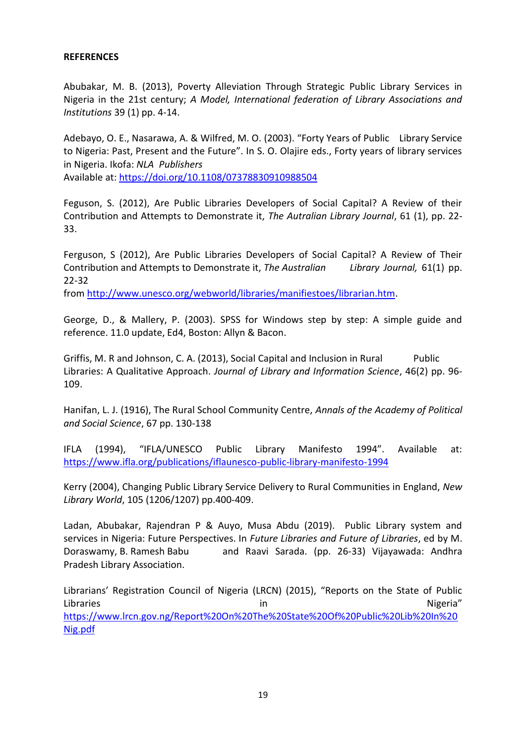**REFERENCES**

Abubakar, M. B. (2013), Poverty Alleviation Through Strategic Public Library Services in Nigeria in the 21st century; *A Model, International federation of Library Associations and Institutions* 39 (1) pp. 4-14.

Adebayo, O. E., Nasarawa, A. & Wilfred, M. O. (2003). "Forty Years of Public Library Service to Nigeria: Past, Present and the Future". In S. O. Olajire eds., Forty years of library services in Nigeria. Ikofa: *NLA Publishers*
Available at: https://doi.org/10.1108/07378830910988504

Feguson, S. (2012), Are Public Libraries Developers of Social Capital? A Review of their Contribution and Attempts to Demonstrate it, *The Autralian Library Journal*, 61 (1), pp. 22-33.

Ferguson, S (2012), Are Public Libraries Developers of Social Capital? A Review of Their Contribution and Attempts to Demonstrate it, *The Australian Library Journal,* 61(1) pp. 22-32
from http://www.unesco.org/webworld/libraries/manifiestoes/librarian.htm.

George, D., & Mallery, P. (2003). SPSS for Windows step by step: A simple guide and reference. 11.0 update, Ed4, Boston: Allyn & Bacon.

Griffis, M. R and Johnson, C. A. (2013), Social Capital and Inclusion in Rural Public Libraries: A Qualitative Approach. *Journal of Library and Information Science*, 46(2) pp. 96-109.

Hanifan, L. J. (1916), The Rural School Community Centre, *Annals of the Academy of Political and Social Science*, 67 pp. 130-138

IFLA (1994), "IFLA/UNESCO Public Library Manifesto 1994". Available at: https://www.ifla.org/publications/iflaunesco-public-library-manifesto-1994

Kerry (2004), Changing Public Library Service Delivery to Rural Communities in England, *New Library World*, 105 (1206/1207) pp.400-409.

Ladan, Abubakar, Rajendran P & Auyo, Musa Abdu (2019). Public Library system and services in Nigeria: Future Perspectives. In *Future Libraries and Future of Libraries*, ed by M. Doraswamy, B. Ramesh Babu and Raavi Sarada. (pp. 26-33) Vijayawada: Andhra Pradesh Library Association.

Librarians' Registration Council of Nigeria (LRCN) (2015), "Reports on the State of Public Libraries in Nigeria" https://www.lrcn.gov.ng/Report%20On%20The%20State%20Of%20Public%20Lib%20In%20Nig.pdf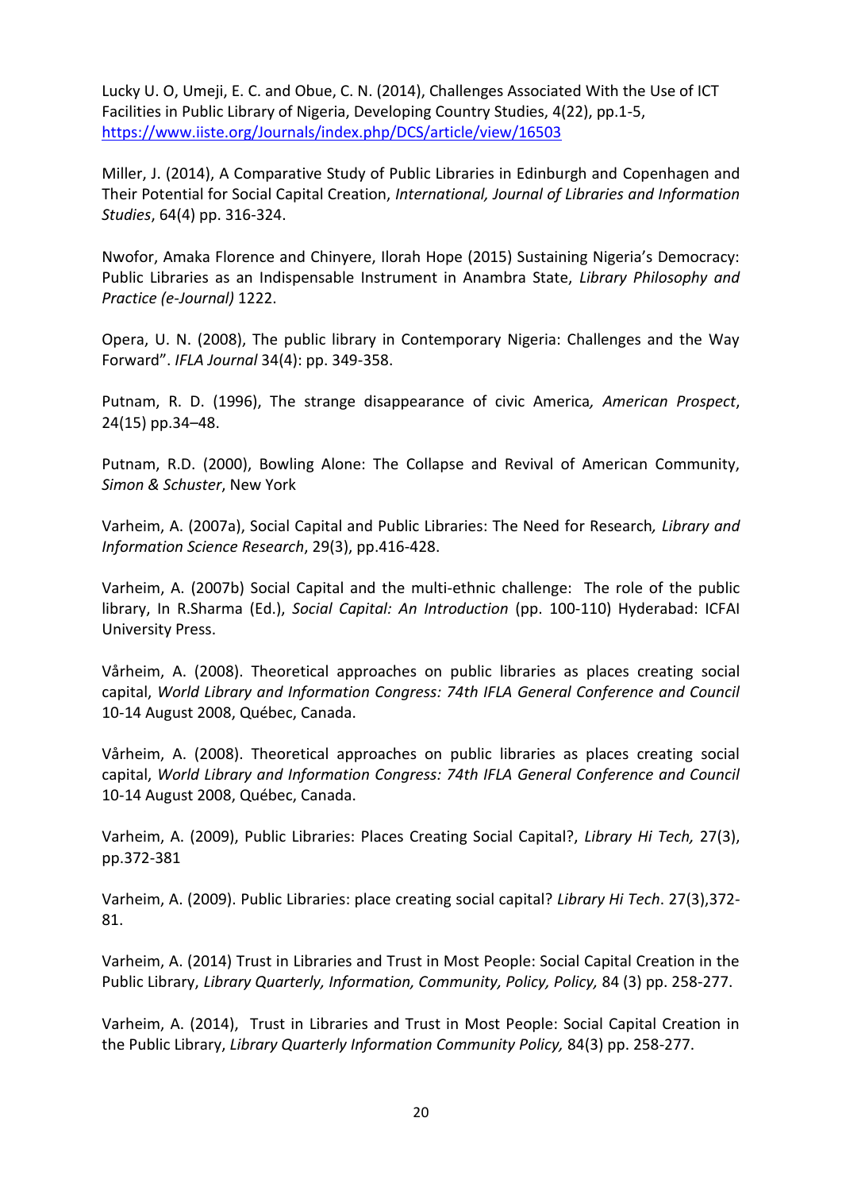Lucky U. O, Umeji, E. C. and Obue, C. N. (2014), Challenges Associated With the Use of ICT Facilities in Public Library of Nigeria, Developing Country Studies, 4(22), pp.1-5, https://www.iiste.org/Journals/index.php/DCS/article/view/16503

Miller, J. (2014), A Comparative Study of Public Libraries in Edinburgh and Copenhagen and Their Potential for Social Capital Creation, *International, Journal of Libraries and Information Studies*, 64(4) pp. 316-324.

Nwofor, Amaka Florence and Chinyere, Ilorah Hope (2015) Sustaining Nigeria's Democracy: Public Libraries as an Indispensable Instrument in Anambra State, *Library Philosophy and Practice (e-Journal)* 1222.

Opera, U. N. (2008), The public library in Contemporary Nigeria: Challenges and the Way Forward". *IFLA Journal* 34(4): pp. 349-358.

Putnam, R. D. (1996), The strange disappearance of civic America*, American Prospect*, 24(15) pp.34–48.

Putnam, R.D. (2000), Bowling Alone: The Collapse and Revival of American Community, *Simon & Schuster*, New York

Varheim, A. (2007a), Social Capital and Public Libraries: The Need for Research*, Library and Information Science Research*, 29(3), pp.416-428.

Varheim, A. (2007b) Social Capital and the multi-ethnic challenge: The role of the public library, In R.Sharma (Ed.), *Social Capital: An Introduction* (pp. 100-110) Hyderabad: ICFAI University Press.

Vårheim, A. (2008). Theoretical approaches on public libraries as places creating social capital, *World Library and Information Congress: 74th IFLA General Conference and Council* 10-14 August 2008, Québec, Canada.

Vårheim, A. (2008). Theoretical approaches on public libraries as places creating social capital, *World Library and Information Congress: 74th IFLA General Conference and Council* 10-14 August 2008, Québec, Canada.

Varheim, A. (2009), Public Libraries: Places Creating Social Capital?, *Library Hi Tech,* 27(3), pp.372-381

Varheim, A. (2009). Public Libraries: place creating social capital? *Library Hi Tech*. 27(3),372-81.

Varheim, A. (2014) Trust in Libraries and Trust in Most People: Social Capital Creation in the Public Library, *Library Quarterly, Information, Community, Policy, Policy,* 84 (3) pp. 258-277.

Varheim, A. (2014), Trust in Libraries and Trust in Most People: Social Capital Creation in the Public Library, *Library Quarterly Information Community Policy,* 84(3) pp. 258-277.